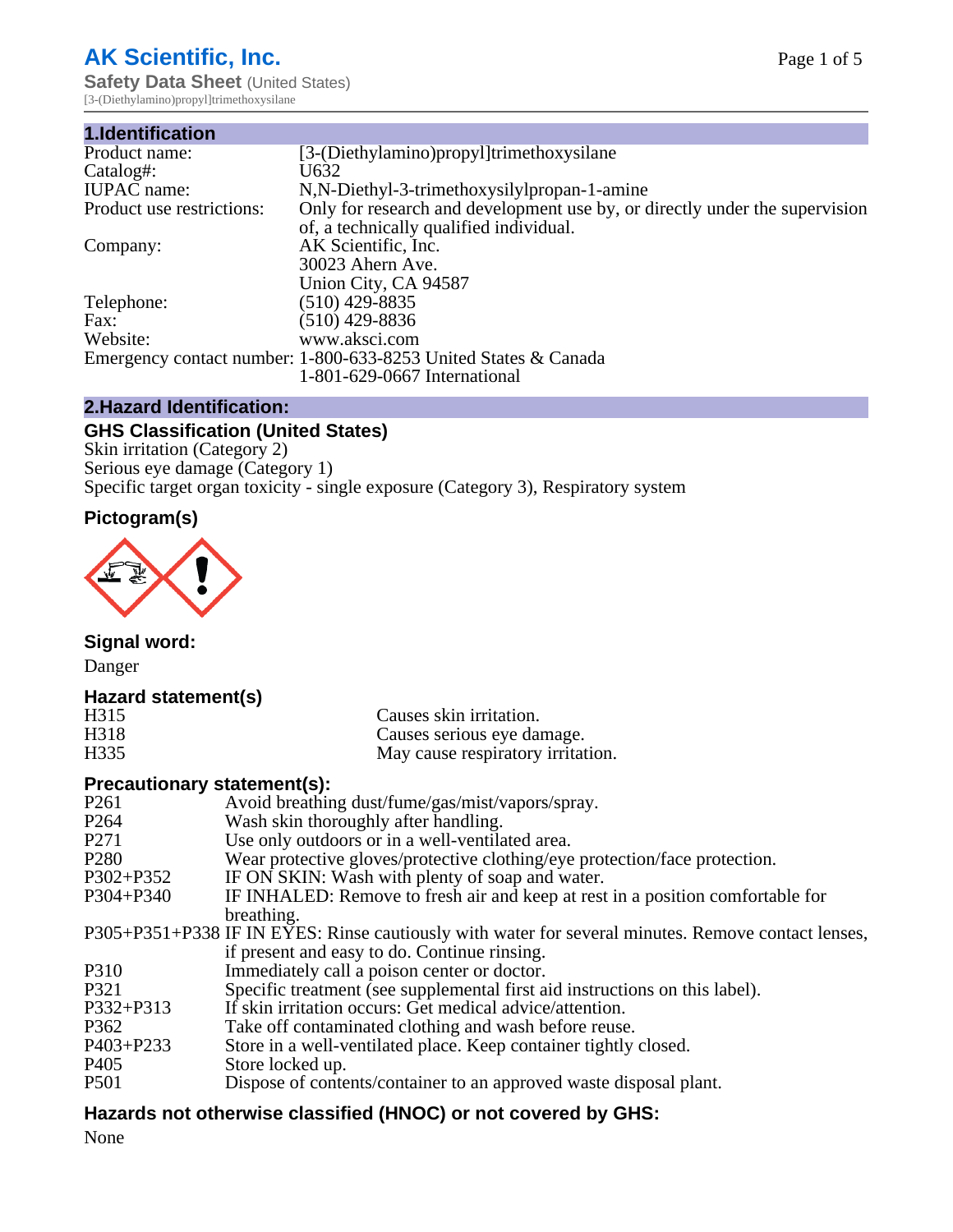# AK Scientific, Inc.

**Safety Data Sheet** (United States)

[3-(Diethylamino)propyl]trimethoxysilane

## 1.Identification

| | |
|---|---|
| Product name: | [3-(Diethylamino)propyl]trimethoxysilane |
| Catalog#: | U632 |
| IUPAC name: | N,N-Diethyl-3-trimethoxysilylpropan-1-amine |
| Product use restrictions: | Only for research and development use by, or directly under the supervision of, a technically qualified individual. |
| Company: | AK Scientific, Inc.<br>30023 Ahern Ave.<br>Union City, CA 94587 |
| Telephone: | (510) 429-8835 |
| Fax: | (510) 429-8836 |
| Website: | www.aksci.com |
| Emergency contact number: | 1-800-633-8253 United States & Canada<br>1-801-629-0667 International |

## 2.Hazard Identification:

### GHS Classification (United States)

Skin irritation (Category 2)
Serious eye damage (Category 1)
Specific target organ toxicity - single exposure (Category 3), Respiratory system

### Pictogram(s)

### Signal word:

Danger

### Hazard statement(s)

| | |
|---|---|
| H315 | Causes skin irritation. |
| H318 | Causes serious eye damage. |
| H335 | May cause respiratory irritation. |

### Precautionary statement(s):

| | |
|---|---|
| P261 | Avoid breathing dust/fume/gas/mist/vapors/spray. |
| P264 | Wash skin thoroughly after handling. |
| P271 | Use only outdoors or in a well-ventilated area. |
| P280 | Wear protective gloves/protective clothing/eye protection/face protection. |
| P302+P352 | IF ON SKIN: Wash with plenty of soap and water. |
| P304+P340 | IF INHALED: Remove to fresh air and keep at rest in a position comfortable for breathing. |
| P305+P351+P338 | IF IN EYES: Rinse cautiously with water for several minutes. Remove contact lenses, if present and easy to do. Continue rinsing. |
| P310 | Immediately call a poison center or doctor. |
| P321 | Specific treatment (see supplemental first aid instructions on this label). |
| P332+P313 | If skin irritation occurs: Get medical advice/attention. |
| P362 | Take off contaminated clothing and wash before reuse. |
| P403+P233 | Store in a well-ventilated place. Keep container tightly closed. |
| P405 | Store locked up. |
| P501 | Dispose of contents/container to an approved waste disposal plant. |

### Hazards not otherwise classified (HNOC) or not covered by GHS:

None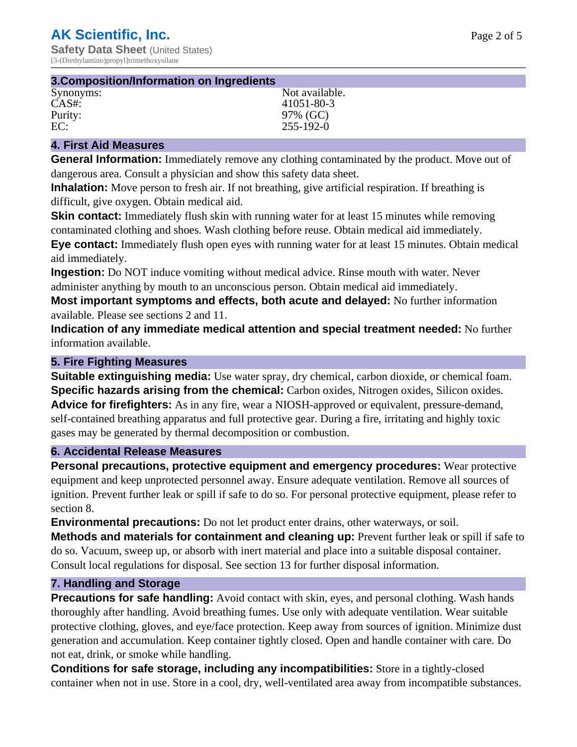## 3.Composition/Information on Ingredients

| | |
|---|---|
| Synonyms: | Not available. |
| CAS#: | 41051-80-3 |
| Purity: | 97% (GC) |
| EC: | 255-192-0 |

## 4. First Aid Measures

**General Information:** Immediately remove any clothing contaminated by the product. Move out of dangerous area. Consult a physician and show this safety data sheet.

**Inhalation:** Move person to fresh air. If not breathing, give artificial respiration. If breathing is difficult, give oxygen. Obtain medical aid.

**Skin contact:** Immediately flush skin with running water for at least 15 minutes while removing contaminated clothing and shoes. Wash clothing before reuse. Obtain medical aid immediately.

**Eye contact:** Immediately flush open eyes with running water for at least 15 minutes. Obtain medical aid immediately.

**Ingestion:** Do NOT induce vomiting without medical advice. Rinse mouth with water. Never administer anything by mouth to an unconscious person. Obtain medical aid immediately.

**Most important symptoms and effects, both acute and delayed:** No further information available. Please see sections 2 and 11.

**Indication of any immediate medical attention and special treatment needed:** No further information available.

## 5. Fire Fighting Measures

**Suitable extinguishing media:** Use water spray, dry chemical, carbon dioxide, or chemical foam.

**Specific hazards arising from the chemical:** Carbon oxides, Nitrogen oxides, Silicon oxides.

**Advice for firefighters:** As in any fire, wear a NIOSH-approved or equivalent, pressure-demand, self-contained breathing apparatus and full protective gear. During a fire, irritating and highly toxic gases may be generated by thermal decomposition or combustion.

## 6. Accidental Release Measures

**Personal precautions, protective equipment and emergency procedures:** Wear protective equipment and keep unprotected personnel away. Ensure adequate ventilation. Remove all sources of ignition. Prevent further leak or spill if safe to do so. For personal protective equipment, please refer to section 8.

**Environmental precautions:** Do not let product enter drains, other waterways, or soil.

**Methods and materials for containment and cleaning up:** Prevent further leak or spill if safe to do so. Vacuum, sweep up, or absorb with inert material and place into a suitable disposal container. Consult local regulations for disposal. See section 13 for further disposal information.

## 7. Handling and Storage

**Precautions for safe handling:** Avoid contact with skin, eyes, and personal clothing. Wash hands thoroughly after handling. Avoid breathing fumes. Use only with adequate ventilation. Wear suitable protective clothing, gloves, and eye/face protection. Keep away from sources of ignition. Minimize dust generation and accumulation. Keep container tightly closed. Open and handle container with care. Do not eat, drink, or smoke while handling.

**Conditions for safe storage, including any incompatibilities:** Store in a tightly-closed container when not in use. Store in a cool, dry, well-ventilated area away from incompatible substances.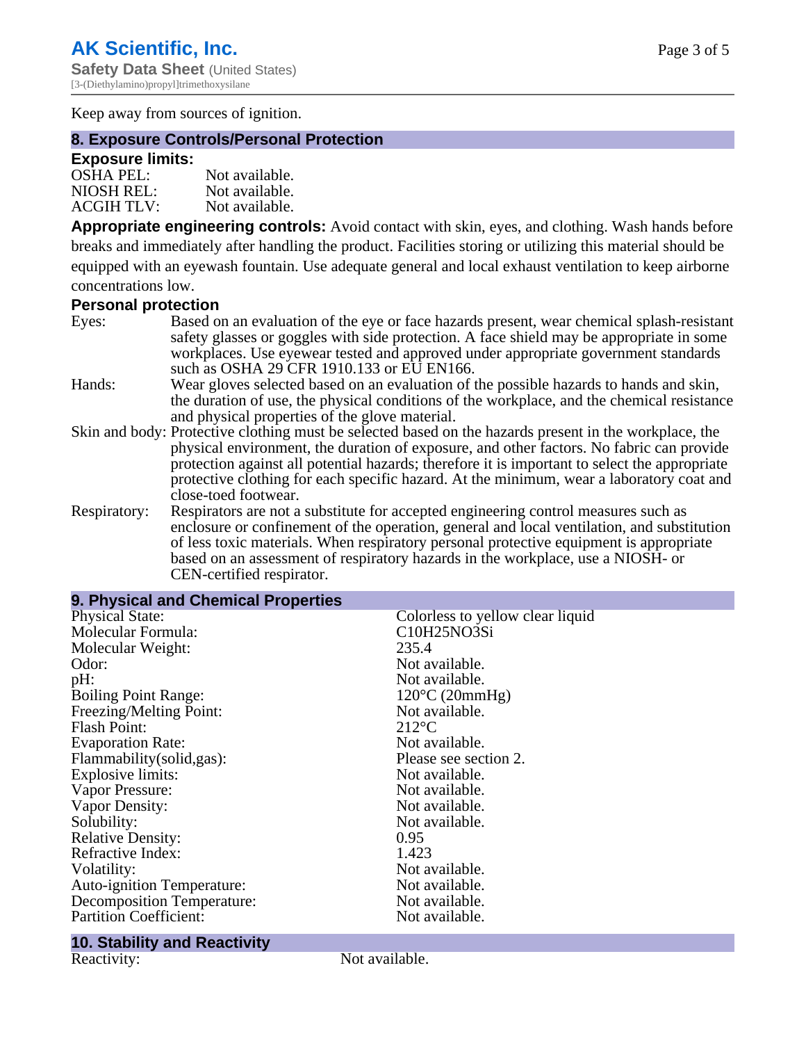Keep away from sources of ignition.

## 8. Exposure Controls/Personal Protection

### Exposure limits:

| | |
|---|---|
| OSHA PEL: | Not available. |
| NIOSH REL: | Not available. |
| ACGIH TLV: | Not available. |

**Appropriate engineering controls:** Avoid contact with skin, eyes, and clothing. Wash hands before breaks and immediately after handling the product. Facilities storing or utilizing this material should be equipped with an eyewash fountain. Use adequate general and local exhaust ventilation to keep airborne concentrations low.

### Personal protection

| | |
|---|---|
| Eyes: | Based on an evaluation of the eye or face hazards present, wear chemical splash-resistant safety glasses or goggles with side protection. A face shield may be appropriate in some workplaces. Use eyewear tested and approved under appropriate government standards such as OSHA 29 CFR 1910.133 or EU EN166. |
| Hands: | Wear gloves selected based on an evaluation of the possible hazards to hands and skin, the duration of use, the physical conditions of the workplace, and the chemical resistance and physical properties of the glove material. |
| Skin and body: | Protective clothing must be selected based on the hazards present in the workplace, the physical environment, the duration of exposure, and other factors. No fabric can provide protection against all potential hazards; therefore it is important to select the appropriate protective clothing for each specific hazard. At the minimum, wear a laboratory coat and close-toed footwear. |
| Respiratory: | Respirators are not a substitute for accepted engineering control measures such as enclosure or confinement of the operation, general and local ventilation, and substitution of less toxic materials. When respiratory personal protective equipment is appropriate based on an assessment of respiratory hazards in the workplace, use a NIOSH- or CEN-certified respirator. |

## 9. Physical and Chemical Properties

| | |
|---|---|
| Physical State: | Colorless to yellow clear liquid |
| Molecular Formula: | C10H25NO3Si |
| Molecular Weight: | 235.4 |
| Odor: | Not available. |
| pH: | Not available. |
| Boiling Point Range: | 120°C (20mmHg) |
| Freezing/Melting Point: | Not available. |
| Flash Point: | 212°C |
| Evaporation Rate: | Not available. |
| Flammability(solid,gas): | Please see section 2. |
| Explosive limits: | Not available. |
| Vapor Pressure: | Not available. |
| Vapor Density: | Not available. |
| Solubility: | Not available. |
| Relative Density: | 0.95 |
| Refractive Index: | 1.423 |
| Volatility: | Not available. |
| Auto-ignition Temperature: | Not available. |
| Decomposition Temperature: | Not available. |
| Partition Coefficient: | Not available. |

## 10. Stability and Reactivity

| | |
|---|---|
| Reactivity: | Not available. |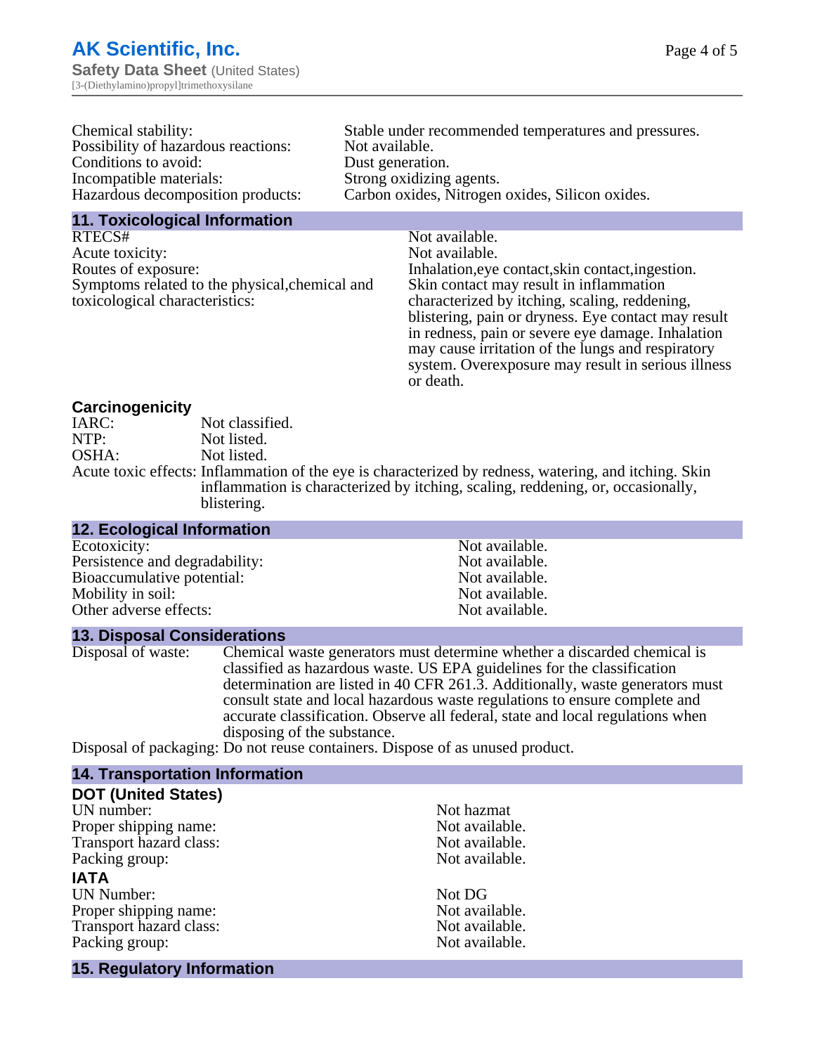| | |
|---|---|
| Chemical stability: | Stable under recommended temperatures and pressures. |
| Possibility of hazardous reactions: | Not available. |
| Conditions to avoid: | Dust generation. |
| Incompatible materials: | Strong oxidizing agents. |
| Hazardous decomposition products: | Carbon oxides, Nitrogen oxides, Silicon oxides. |

## 11. Toxicological Information

| | |
|---|---|
| RTECS# | Not available. |
| Acute toxicity: | Not available. |
| Routes of exposure: | Inhalation,eye contact,skin contact,ingestion. |
| Symptoms related to the physical,chemical and toxicological characteristics: | Skin contact may result in inflammation characterized by itching, scaling, reddening, blistering, pain or dryness. Eye contact may result in redness, pain or severe eye damage. Inhalation may cause irritation of the lungs and respiratory system. Overexposure may result in serious illness or death. |

### Carcinogenicity

| | |
|---|---|
| IARC: | Not classified. |
| NTP: | Not listed. |
| OSHA: | Not listed. |
| Acute toxic effects: | Inflammation of the eye is characterized by redness, watering, and itching. Skin inflammation is characterized by itching, scaling, reddening, or, occasionally, blistering. |

## 12. Ecological Information

| | |
|---|---|
| Ecotoxicity: | Not available. |
| Persistence and degradability: | Not available. |
| Bioaccumulative potential: | Not available. |
| Mobility in soil: | Not available. |
| Other adverse effects: | Not available. |

## 13. Disposal Considerations

| | |
|---|---|
| Disposal of waste: | Chemical waste generators must determine whether a discarded chemical is classified as hazardous waste. US EPA guidelines for the classification determination are listed in 40 CFR 261.3. Additionally, waste generators must consult state and local hazardous waste regulations to ensure complete and accurate classification. Observe all federal, state and local regulations when disposing of the substance. |
| Disposal of packaging: | Do not reuse containers. Dispose of as unused product. |

## 14. Transportation Information

### DOT (United States)

| | |
|---|---|
| UN number: | Not hazmat |
| Proper shipping name: | Not available. |
| Transport hazard class: | Not available. |
| Packing group: | Not available. |

### IATA

| | |
|---|---|
| UN Number: | Not DG |
| Proper shipping name: | Not available. |
| Transport hazard class: | Not available. |
| Packing group: | Not available. |

## 15. Regulatory Information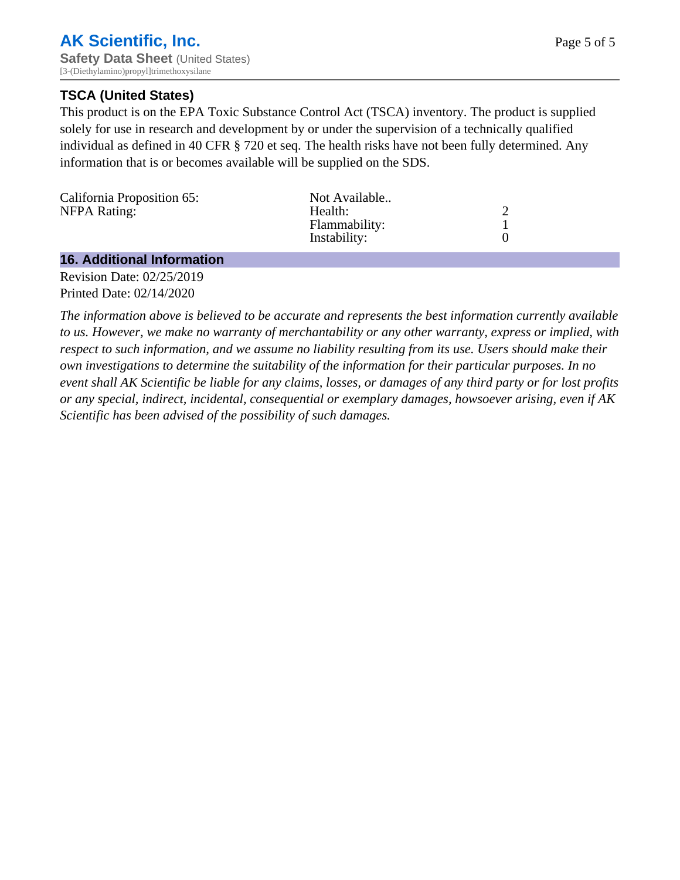## TSCA (United States)

This product is on the EPA Toxic Substance Control Act (TSCA) inventory. The product is supplied solely for use in research and development by or under the supervision of a technically qualified individual as defined in 40 CFR § 720 et seq. The health risks have not been fully determined. Any information that is or becomes available will be supplied on the SDS.

| | | |
|---|---|---|
| California Proposition 65: | Not Available.. | |
| NFPA Rating: | Health: | 2 |
| | Flammability: | 1 |
| | Instability: | 0 |

## 16. Additional Information

Revision Date: 02/25/2019
Printed Date: 02/14/2020

*The information above is believed to be accurate and represents the best information currently available to us. However, we make no warranty of merchantability or any other warranty, express or implied, with respect to such information, and we assume no liability resulting from its use. Users should make their own investigations to determine the suitability of the information for their particular purposes. In no event shall AK Scientific be liable for any claims, losses, or damages of any third party or for lost profits or any special, indirect, incidental, consequential or exemplary damages, howsoever arising, even if AK Scientific has been advised of the possibility of such damages.*